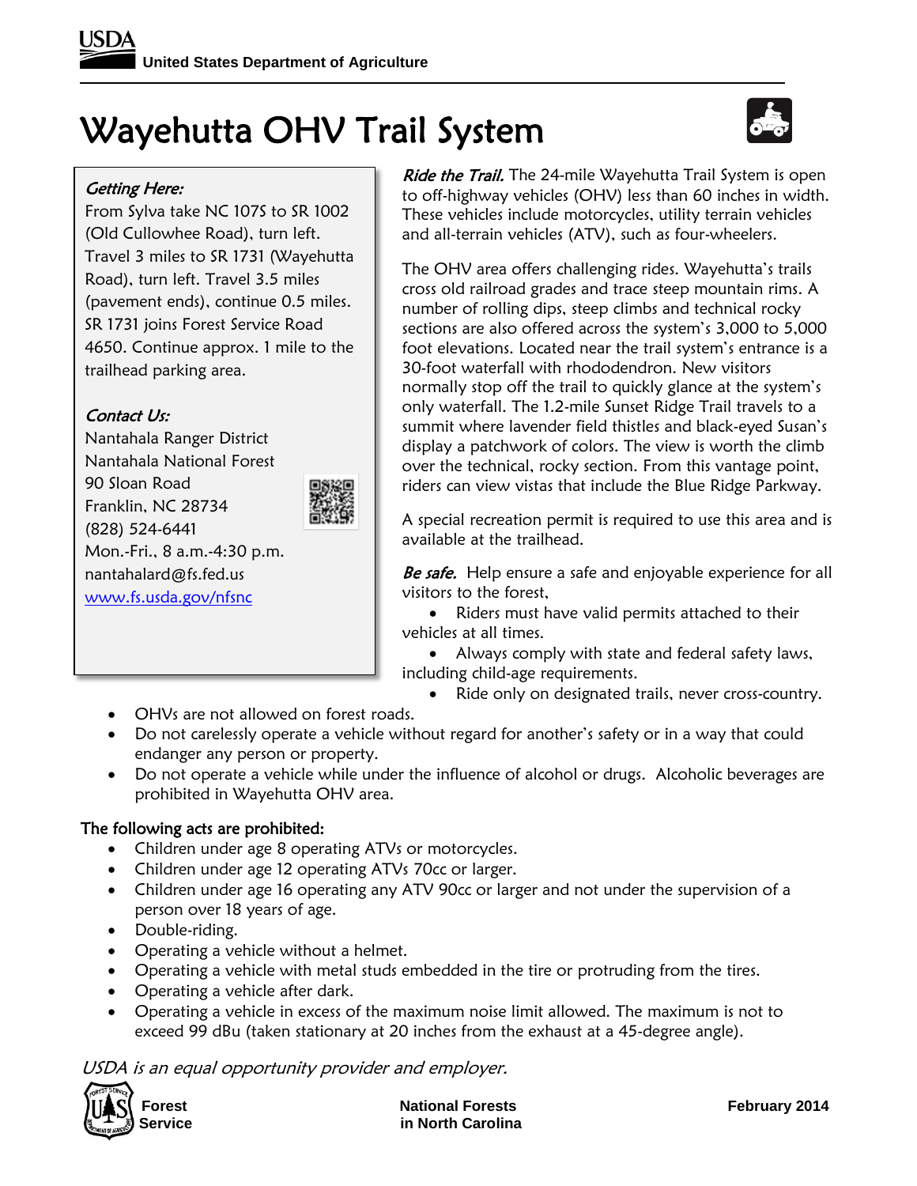USDA United States Department of Agriculture

# Wayehutta OHV Trail System

***Getting Here:***

From Sylva take NC 107S to SR 1002 (Old Cullowhee Road), turn left. Travel 3 miles to SR 1731 (Wayehutta Road), turn left. Travel 3.5 miles (pavement ends), continue 0.5 miles. SR 1731 joins Forest Service Road 4650. Continue approx. 1 mile to the trailhead parking area.

***Contact Us:***

Nantahala Ranger District
Nantahala National Forest
90 Sloan Road
Franklin, NC 28734
(828) 524-6441
Mon.-Fri., 8 a.m.-4:30 p.m.
nantahalard@fs.fed.us
[www.fs.usda.gov/nfsnc](http://www.fs.usda.gov/nfsnc)

***Ride the Trail.*** The 24-mile Wayehutta Trail System is open to off-highway vehicles (OHV) less than 60 inches in width. These vehicles include motorcycles, utility terrain vehicles and all-terrain vehicles (ATV), such as four-wheelers.

The OHV area offers challenging rides. Wayehutta's trails cross old railroad grades and trace steep mountain rims. A number of rolling dips, steep climbs and technical rocky sections are also offered across the system's 3,000 to 5,000 foot elevations. Located near the trail system's entrance is a 30-foot waterfall with rhododendron. New visitors normally stop off the trail to quickly glance at the system's only waterfall. The 1.2-mile Sunset Ridge Trail travels to a summit where lavender field thistles and black-eyed Susan's display a patchwork of colors. The view is worth the climb over the technical, rocky section. From this vantage point, riders can view vistas that include the Blue Ridge Parkway.

A special recreation permit is required to use this area and is available at the trailhead.

***Be safe.*** Help ensure a safe and enjoyable experience for all visitors to the forest,

- Riders must have valid permits attached to their vehicles at all times.
- Always comply with state and federal safety laws, including child-age requirements.
- Ride only on designated trails, never cross-country.
- OHVs are not allowed on forest roads.
- Do not carelessly operate a vehicle without regard for another's safety or in a way that could endanger any person or property.
- Do not operate a vehicle while under the influence of alcohol or drugs. Alcoholic beverages are prohibited in Wayehutta OHV area.

**The following acts are prohibited:**

- Children under age 8 operating ATVs or motorcycles.
- Children under age 12 operating ATVs 70cc or larger.
- Children under age 16 operating any ATV 90cc or larger and not under the supervision of a person over 18 years of age.
- Double-riding.
- Operating a vehicle without a helmet.
- Operating a vehicle with metal studs embedded in the tire or protruding from the tires.
- Operating a vehicle after dark.
- Operating a vehicle in excess of the maximum noise limit allowed. The maximum is not to exceed 99 dBu (taken stationary at 20 inches from the exhaust at a 45-degree angle).

*USDA is an equal opportunity provider and employer.*

**Forest Service** | **National Forests in North Carolina** | **February 2014**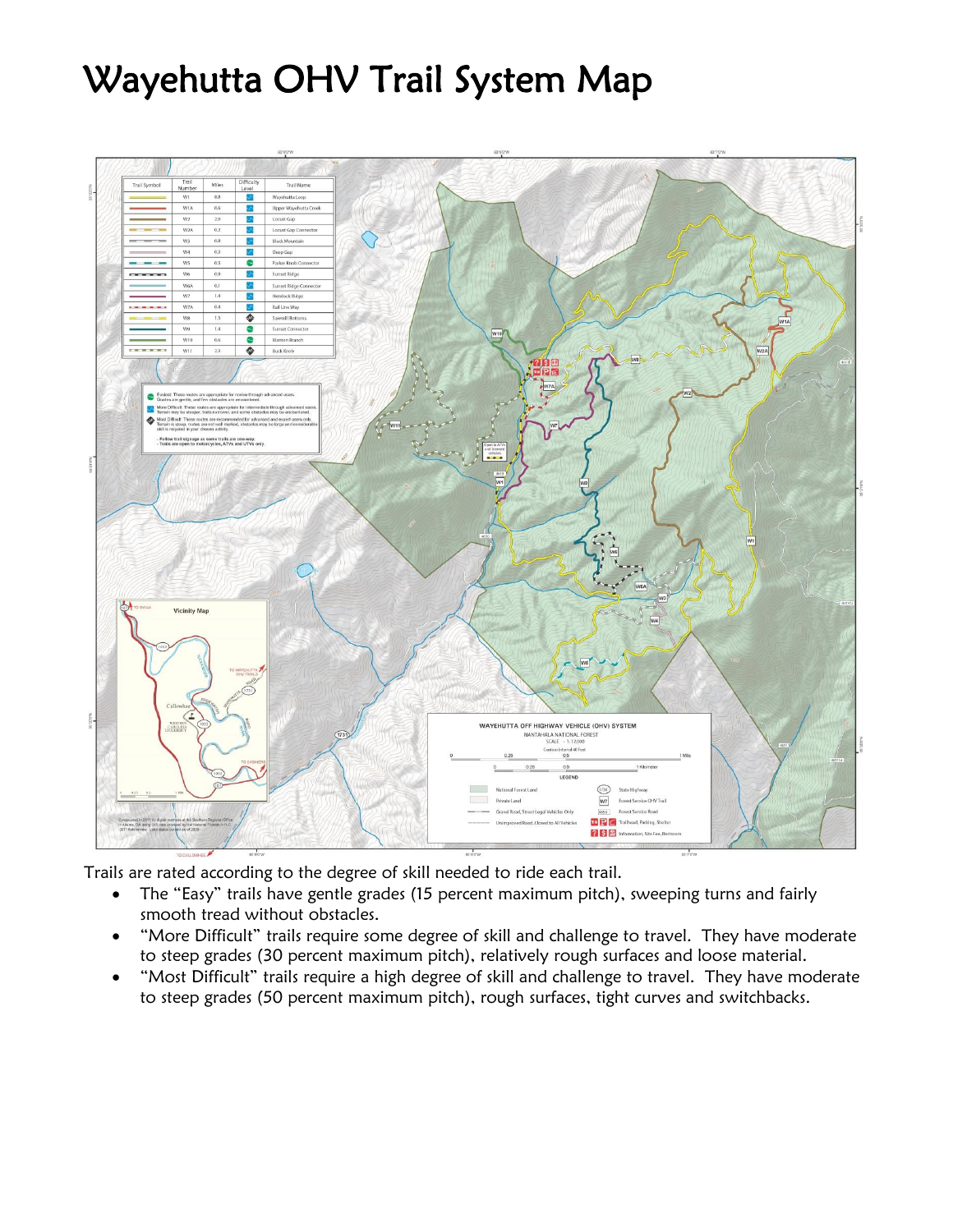# Wayehutta OHV Trail System Map

Trails are rated according to the degree of skill needed to ride each trail.

- The "Easy" trails have gentle grades (15 percent maximum pitch), sweeping turns and fairly smooth tread without obstacles.
- "More Difficult" trails require some degree of skill and challenge to travel. They have moderate to steep grades (30 percent maximum pitch), relatively rough surfaces and loose material.
- "Most Difficult" trails require a high degree of skill and challenge to travel. They have moderate to steep grades (50 percent maximum pitch), rough surfaces, tight curves and switchbacks.